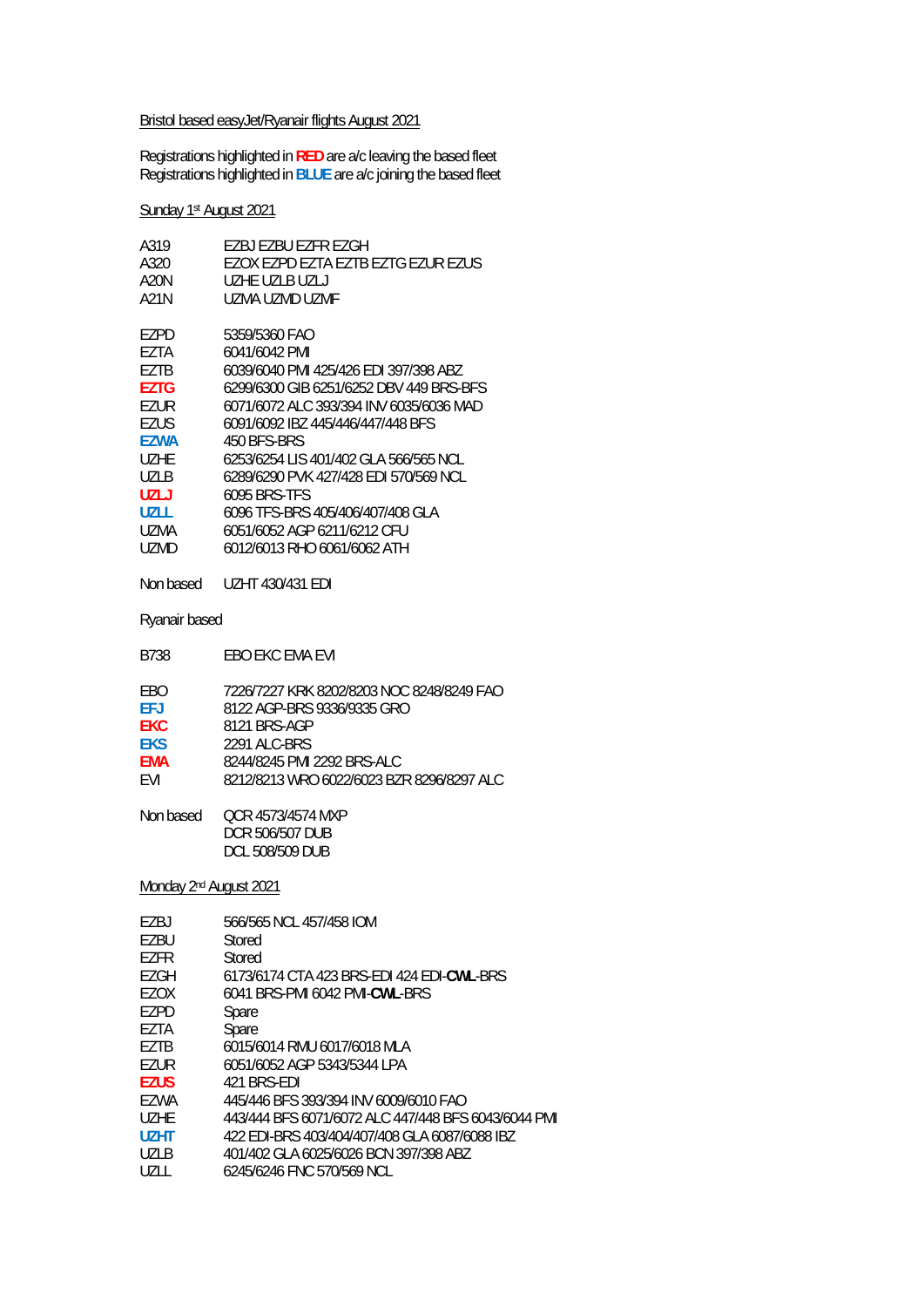Bristol based easyJet/Ryanair flights August 2021

Registrations highlighted in **RED** are a/c leaving the based fleet
Registrations highlighted in **BLUE** are a/c joining the based fleet

Sunday 1st August 2021

| | |
|---|---|
| A319 | EZBJ EZBU EZFR EZGH |
| A320 | EZOX EZPD EZTA EZTB EZTG EZUR EZUS |
| A20N | UZHE UZLB UZLJ |
| A21N | UZMA UZMD UZMF |

| | |
|---|---|
| EZPD | 5359/5360 FAO |
| EZTA | 6041/6042 PMI |
| EZTB | 6039/6040 PMI 425/426 EDI 397/398 ABZ |
| **EZTG** | 6299/6300 GIB 6251/6252 DBV 449 BRS-BFS |
| EZUR | 6071/6072 ALC 393/394 INV 6035/6036 MAD |
| EZUS | 6091/6092 IBZ 445/446/447/448 BFS |
| **EZWA** | 450 BFS-BRS |
| UZHE | 6253/6254 LIS 401/402 GLA 566/565 NCL |
| UZLB | 6289/6290 PVK 427/428 EDI 570/569 NCL |
| **UZLJ** | 6095 BRS-TFS |
| **UZLL** | 6096 TFS-BRS 405/406/407/408 GLA |
| UZMA | 6051/6052 AGP 6211/6212 CFU |
| UZMD | 6012/6013 RHO 6061/6062 ATH |

Non based UZHT 430/431 EDI

Ryanair based

| | |
|---|---|
| B738 | EBO EKC EMA EVI |

| | |
|---|---|
| EBO | 7226/7227 KRK 8202/8203 NOC 8248/8249 FAO |
| **EFJ** | 8122 AGP-BRS 9336/9335 GRO |
| **EKC** | 8121 BRS-AGP |
| **EKS** | 2291 ALC-BRS |
| **EMA** | 8244/8245 PMI 2292 BRS-ALC |
| EVI | 8212/8213 WRO 6022/6023 BZR 8296/8297 ALC |

Non based QCR 4573/4574 MXP
DCR 506/507 DUB
DCL 508/509 DUB

Monday 2nd August 2021

| | |
|---|---|
| EZBJ | 566/565 NCL 457/458 IOM |
| EZBU | Stored |
| EZFR | Stored |
| EZGH | 6173/6174 CTA 423 BRS-EDI 424 EDI-**CWL**-BRS |
| EZOX | 6041 BRS-PMI 6042 PMI-**CWL**-BRS |
| EZPD | Spare |
| EZTA | Spare |
| EZTB | 6015/6014 RMU 6017/6018 MLA |
| EZUR | 6051/6052 AGP 5343/5344 LPA |
| **EZUS** | 421 BRS-EDI |
| EZWA | 445/446 BFS 393/394 INV 6009/6010 FAO |
| UZHE | 443/444 BFS 6071/6072 ALC 447/448 BFS 6043/6044 PMI |
| **UZHT** | 422 EDI-BRS 403/404/407/408 GLA 6087/6088 IBZ |
| UZLB | 401/402 GLA 6025/6026 BCN 397/398 ABZ |
| UZLL | 6245/6246 FNC 570/569 NCL |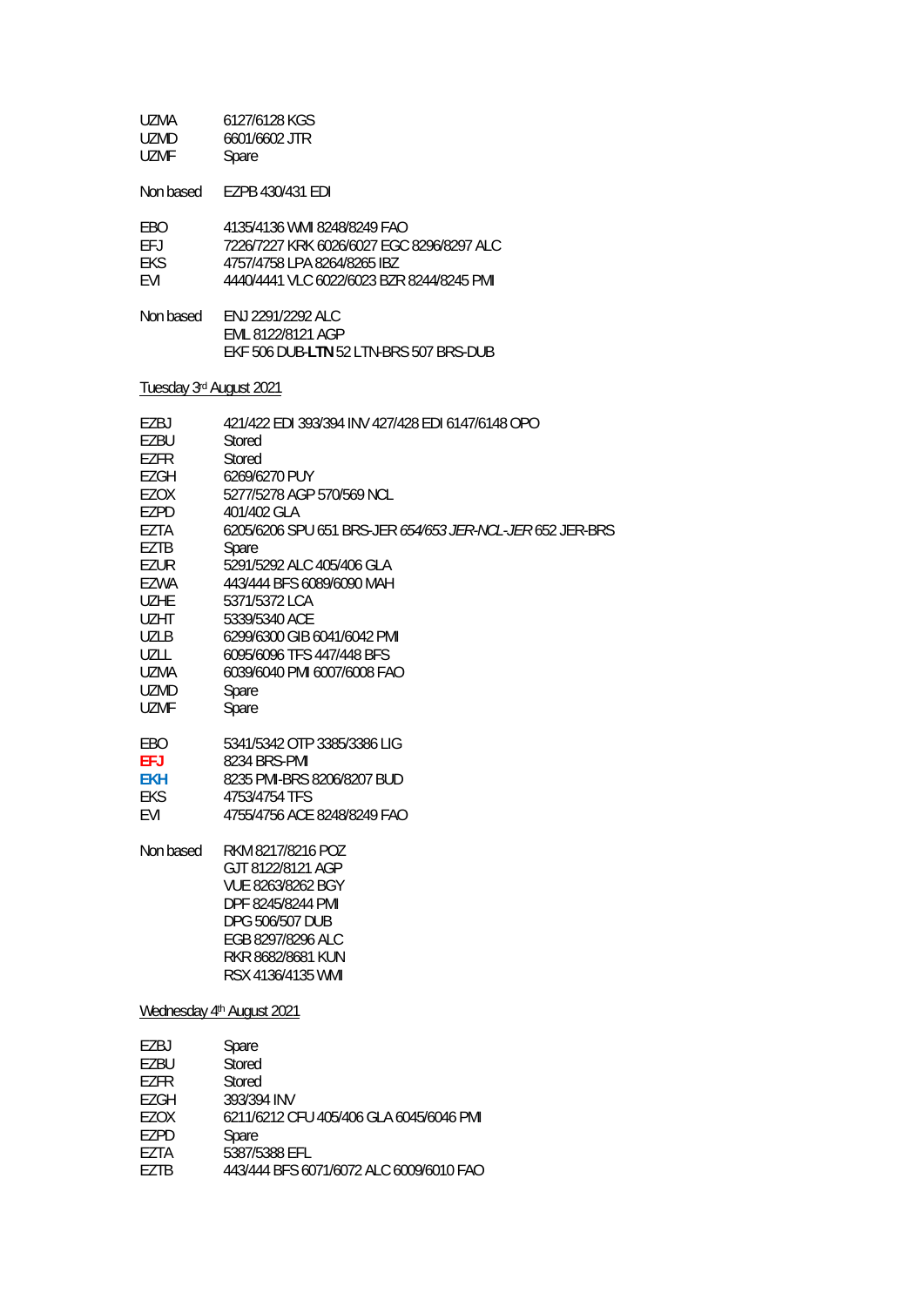| | |
|---|---|
| UZMA | 6127/6128 KGS |
| UZMD | 6601/6602 JTR |
| UZMF | Spare |

| | |
|---|---|
| Non based | EZPB 430/431 EDI |

| | |
|---|---|
| EBO | 4135/4136 WMI 8248/8249 FAO |
| EFJ | 7226/7227 KRK 6026/6027 EGC 8296/8297 ALC |
| EKS | 4757/4758 LPA 8264/8265 IBZ |
| EVI | 4440/4441 VLC 6022/6023 BZR 8244/8245 PMI |

| | |
|---|---|
| Non based | ENJ 2291/2292 ALC |
| | EML 8122/8121 AGP |
| | EKF 506 DUB-**LTN** 52 LTN-BRS 507 BRS-DUB |

Tuesday 3rd August 2021

| | |
|---|---|
| EZBJ | 421/422 EDI 393/394 INV 427/428 EDI 6147/6148 OPO |
| EZBU | Stored |
| EZFR | Stored |
| EZGH | 6269/6270 PUY |
| EZOX | 5277/5278 AGP 570/569 NCL |
| EZPD | 401/402 GLA |
| EZTA | 6205/6206 SPU 651 BRS-JER *654/653 JER-NCL-JER* 652 JER-BRS |
| EZTB | Spare |
| EZUR | 5291/5292 ALC 405/406 GLA |
| EZWA | 443/444 BFS 6089/6090 MAH |
| UZHE | 5371/5372 LCA |
| UZHT | 5339/5340 ACE |
| UZLB | 6299/6300 GIB 6041/6042 PMI |
| UZLL | 6095/6096 TFS 447/448 BFS |
| UZMA | 6039/6040 PMI 6007/6008 FAO |
| UZMD | Spare |
| UZMF | Spare |

| | |
|---|---|
| EBO | 5341/5342 OTP 3385/3386 LIG |
| **EFJ** | 8234 BRS-PMI |
| **EKH** | 8235 PMI-BRS 8206/8207 BUD |
| EKS | 4753/4754 TFS |
| EVI | 4755/4756 ACE 8248/8249 FAO |

| | |
|---|---|
| Non based | RKM 8217/8216 POZ |
| | GJT 8122/8121 AGP |
| | VUE 8263/8262 BGY |
| | DPF 8245/8244 PMI |
| | DPG 506/507 DUB |
| | EGB 8297/8296 ALC |
| | RKR 8682/8681 KUN |
| | RSX 4136/4135 WMI |

Wednesday 4th August 2021

| | |
|---|---|
| EZBJ | Spare |
| EZBU | Stored |
| EZFR | Stored |
| EZGH | 393/394 INV |
| EZOX | 6211/6212 CFU 405/406 GLA 6045/6046 PMI |
| EZPD | Spare |
| EZTA | 5387/5388 EFL |
| EZTB | 443/444 BFS 6071/6072 ALC 6009/6010 FAO |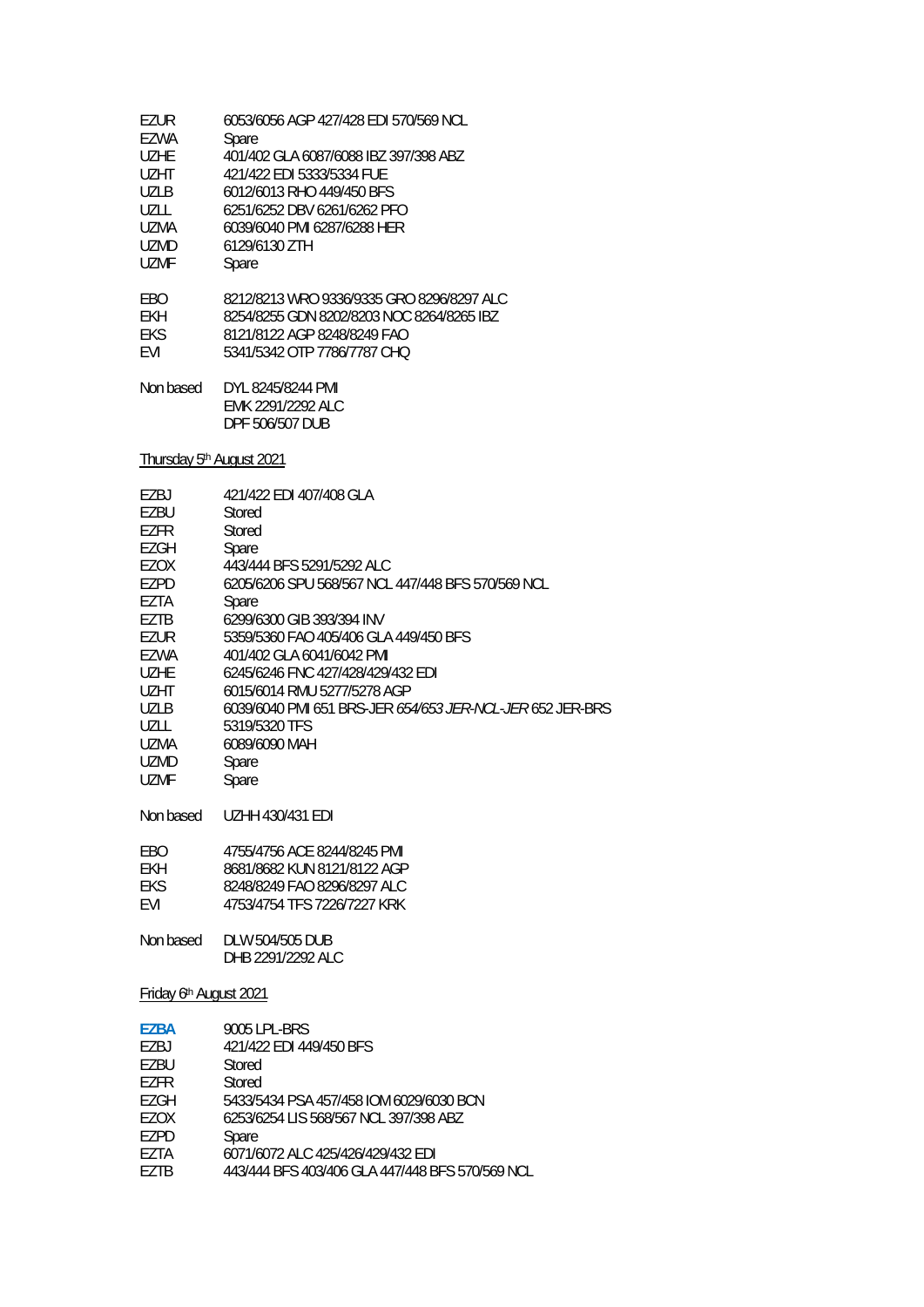| | |
|---|---|
| EZUR | 6053/6056 AGP 427/428 EDI 570/569 NCL |
| EZWA | Spare |
| UZHE | 401/402 GLA 6087/6088 IBZ 397/398 ABZ |
| UZHT | 421/422 EDI 5333/5334 FUE |
| UZLB | 6012/6013 RHO 449/450 BFS |
| UZLL | 6251/6252 DBV 6261/6262 PFO |
| UZMA | 6039/6040 PMI 6287/6288 HER |
| UZMD | 6129/6130 ZTH |
| UZMF | Spare |

| | |
|---|---|
| EBO | 8212/8213 WRO 9336/9335 GRO 8296/8297 ALC |
| EKH | 8254/8255 GDN 8202/8203 NOC 8264/8265 IBZ |
| EKS | 8121/8122 AGP 8248/8249 FAO |
| EVI | 5341/5342 OTP 7786/7787 CHQ |

| | |
|---|---|
| Non based | DYL 8245/8244 PMI |
| | EMK 2291/2292 ALC |
| | DPF 506/507 DUB |

Thursday 5th August 2021

| | |
|---|---|
| EZBJ | 421/422 EDI 407/408 GLA |
| EZBU | Stored |
| EZFR | Stored |
| EZGH | Spare |
| EZOX | 443/444 BFS 5291/5292 ALC |
| EZPD | 6205/6206 SPU 568/567 NCL 447/448 BFS 570/569 NCL |
| EZTA | Spare |
| EZTB | 6299/6300 GIB 393/394 INV |
| EZUR | 5359/5360 FAO 405/406 GLA 449/450 BFS |
| EZWA | 401/402 GLA 6041/6042 PMI |
| UZHE | 6245/6246 FNC 427/428/429/432 EDI |
| UZHT | 6015/6014 RMU 5277/5278 AGP |
| UZLB | 6039/6040 PMI 651 BRS-JER *654/653 JER-NCL-JER* 652 JER-BRS |
| UZLL | 5319/5320 TFS |
| UZMA | 6089/6090 MAH |
| UZMD | Spare |
| UZMF | Spare |

| | |
|---|---|
| Non based | UZHH 430/431 EDI |

| | |
|---|---|
| EBO | 4755/4756 ACE 8244/8245 PMI |
| EKH | 8681/8682 KUN 8121/8122 AGP |
| EKS | 8248/8249 FAO 8296/8297 ALC |
| EVI | 4753/4754 TFS 7226/7227 KRK |

| | |
|---|---|
| Non based | DLW 504/505 DUB |
| | DHB 2291/2292 ALC |

Friday 6th August 2021

| | |
|---|---|
| **EZBA** | 9005 LPL-BRS |
| EZBJ | 421/422 EDI 449/450 BFS |
| EZBU | Stored |
| EZFR | Stored |
| EZGH | 5433/5434 PSA 457/458 IOM 6029/6030 BCN |
| EZOX | 6253/6254 LIS 568/567 NCL 397/398 ABZ |
| EZPD | Spare |
| EZTA | 6071/6072 ALC 425/426/429/432 EDI |
| EZTB | 443/444 BFS 403/406 GLA 447/448 BFS 570/569 NCL |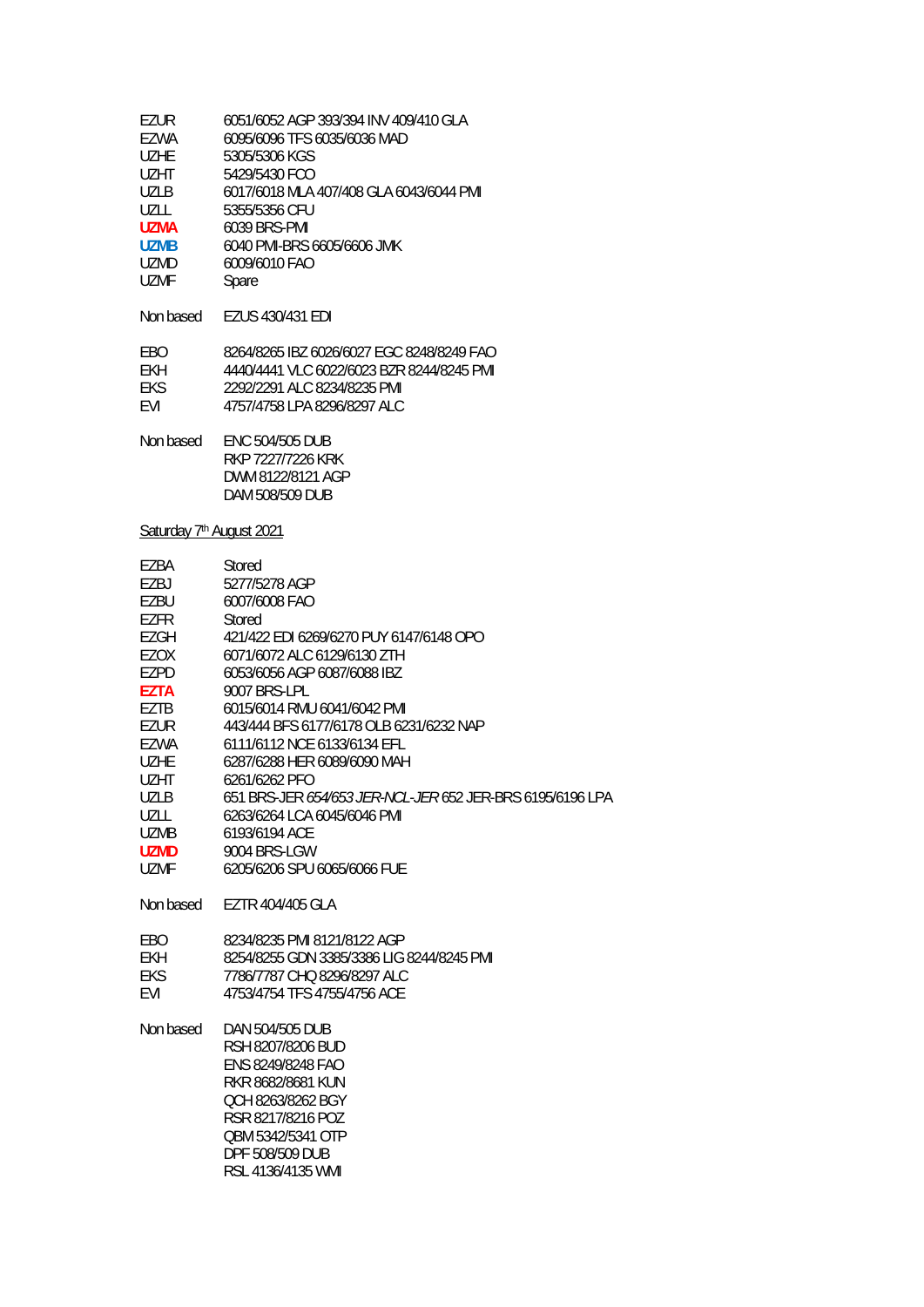| | |
|---|---|
| EZUR | 6051/6052 AGP 393/394 INV 409/410 GLA |
| EZWA | 6095/6096 TFS 6035/6036 MAD |
| UZHE | 5305/5306 KGS |
| UZHT | 5429/5430 FCO |
| UZLB | 6017/6018 MLA 407/408 GLA 6043/6044 PMI |
| UZLL | 5355/5356 CFU |
| **UZMA** | 6039 BRS-PMI |
| **UZMB** | 6040 PMI-BRS 6605/6606 JMK |
| UZMD | 6009/6010 FAO |
| UZMF | Spare |

Non based EZUS 430/431 EDI

| | |
|---|---|
| EBO | 8264/8265 IBZ 6026/6027 EGC 8248/8249 FAO |
| EKH | 4440/4441 VLC 6022/6023 BZR 8244/8245 PMI |
| EKS | 2292/2291 ALC 8234/8235 PMI |
| EVI | 4757/4758 LPA 8296/8297 ALC |

Non based ENC 504/505 DUB
RKP 7227/7226 KRK
DWM 8122/8121 AGP
DAM 508/509 DUB

Saturday 7th August 2021

| | |
|---|---|
| EZBA | Stored |
| EZBJ | 5277/5278 AGP |
| EZBU | 6007/6008 FAO |
| EZFR | Stored |
| EZGH | 421/422 EDI 6269/6270 PUY 6147/6148 OPO |
| EZOX | 6071/6072 ALC 6129/6130 ZTH |
| EZPD | 6053/6056 AGP 6087/6088 IBZ |
| **EZTA** | 9007 BRS-LPL |
| EZTB | 6015/6014 RMU 6041/6042 PMI |
| EZUR | 443/444 BFS 6177/6178 OLB 6231/6232 NAP |
| EZWA | 6111/6112 NCE 6133/6134 EFL |
| UZHE | 6287/6288 HER 6089/6090 MAH |
| UZHT | 6261/6262 PFO |
| UZLB | 651 BRS-JER *654/653 JER-NCL-JER* 652 JER-BRS 6195/6196 LPA |
| UZLL | 6263/6264 LCA 6045/6046 PMI |
| UZMB | 6193/6194 ACE |
| **UZMD** | 9004 BRS-LGW |
| UZMF | 6205/6206 SPU 6065/6066 FUE |

Non based EZTR 404/405 GLA

| | |
|---|---|
| EBO | 8234/8235 PMI 8121/8122 AGP |
| EKH | 8254/8255 GDN 3385/3386 LIG 8244/8245 PMI |
| EKS | 7786/7787 CHQ 8296/8297 ALC |
| EVI | 4753/4754 TFS 4755/4756 ACE |

Non based DAN 504/505 DUB
RSH 8207/8206 BUD
ENS 8249/8248 FAO
RKR 8682/8681 KUN
QCH 8263/8262 BGY
RSR 8217/8216 POZ
QBM 5342/5341 OTP
DPF 508/509 DUB
RSL 4136/4135 WMI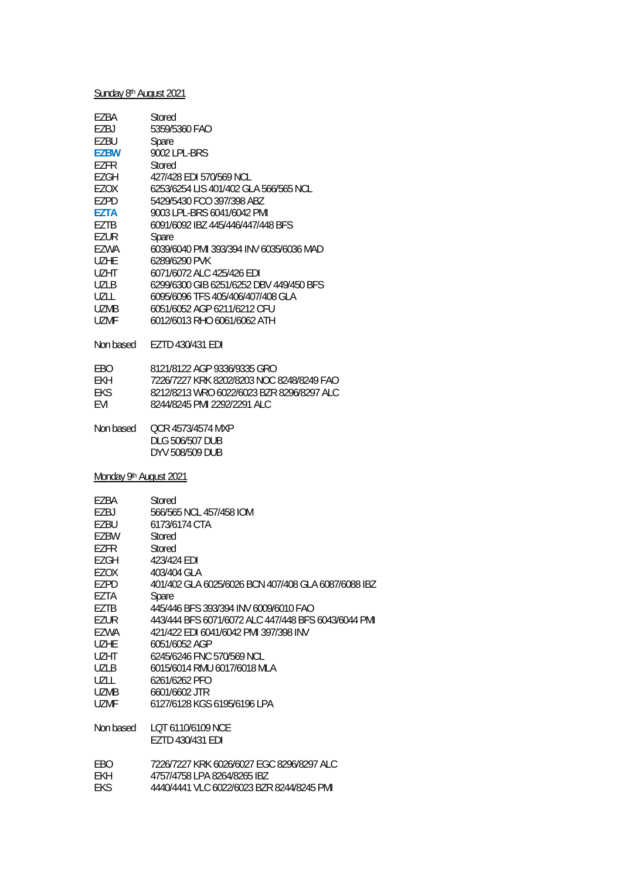Sunday 8th August 2021

| | |
|---|---|
| EZBA | Stored |
| EZBJ | 5359/5360 FAO |
| EZBU | Spare |
| **EZBW** | 9002 LPL-BRS |
| EZFR | Stored |
| EZGH | 427/428 EDI 570/569 NCL |
| EZOX | 6253/6254 LIS 401/402 GLA 566/565 NCL |
| EZPD | 5429/5430 FCO 397/398 ABZ |
| **EZTA** | 9003 LPL-BRS 6041/6042 PMI |
| EZTB | 6091/6092 IBZ 445/446/447/448 BFS |
| EZUR | Spare |
| EZWA | 6039/6040 PMI 393/394 INV 6035/6036 MAD |
| UZHE | 6289/6290 PVK |
| UZHT | 6071/6072 ALC 425/426 EDI |
| UZLB | 6299/6300 GIB 6251/6252 DBV 449/450 BFS |
| UZLL | 6095/6096 TFS 405/406/407/408 GLA |
| UZMB | 6051/6052 AGP 6211/6212 CFU |
| UZMF | 6012/6013 RHO 6061/6062 ATH |
| | |
| Non based | EZTD 430/431 EDI |
| | |
| EBO | 8121/8122 AGP 9336/9335 GRO |
| EKH | 7226/7227 KRK 8202/8203 NOC 8248/8249 FAO |
| EKS | 8212/8213 WRO 6022/6023 BZR 8296/8297 ALC |
| EVI | 8244/8245 PMI 2292/2291 ALC |
| | |
| Non based | QCR 4573/4574 MXP |
| | DLG 506/507 DUB |
| | DYV 508/509 DUB |

Monday 9th August 2021

| | |
|---|---|
| EZBA | Stored |
| EZBJ | 566/565 NCL 457/458 IOM |
| EZBU | 6173/6174 CTA |
| EZBW | Stored |
| EZFR | Stored |
| EZGH | 423/424 EDI |
| EZOX | 403/404 GLA |
| EZPD | 401/402 GLA 6025/6026 BCN 407/408 GLA 6087/6088 IBZ |
| EZTA | Spare |
| EZTB | 445/446 BFS 393/394 INV 6009/6010 FAO |
| EZUR | 443/444 BFS 6071/6072 ALC 447/448 BFS 6043/6044 PMI |
| EZWA | 421/422 EDI 6041/6042 PMI 397/398 INV |
| UZHE | 6051/6052 AGP |
| UZHT | 6245/6246 FNC 570/569 NCL |
| UZLB | 6015/6014 RMU 6017/6018 MLA |
| UZLL | 6261/6262 PFO |
| UZMB | 6601/6602 JTR |
| UZMF | 6127/6128 KGS 6195/6196 LPA |
| | |
| Non based | LQT 6110/6109 NCE |
| | EZTD 430/431 EDI |
| | |
| EBO | 7226/7227 KRK 6026/6027 EGC 8296/8297 ALC |
| EKH | 4757/4758 LPA 8264/8265 IBZ |
| EKS | 4440/4441 VLC 6022/6023 BZR 8244/8245 PMI |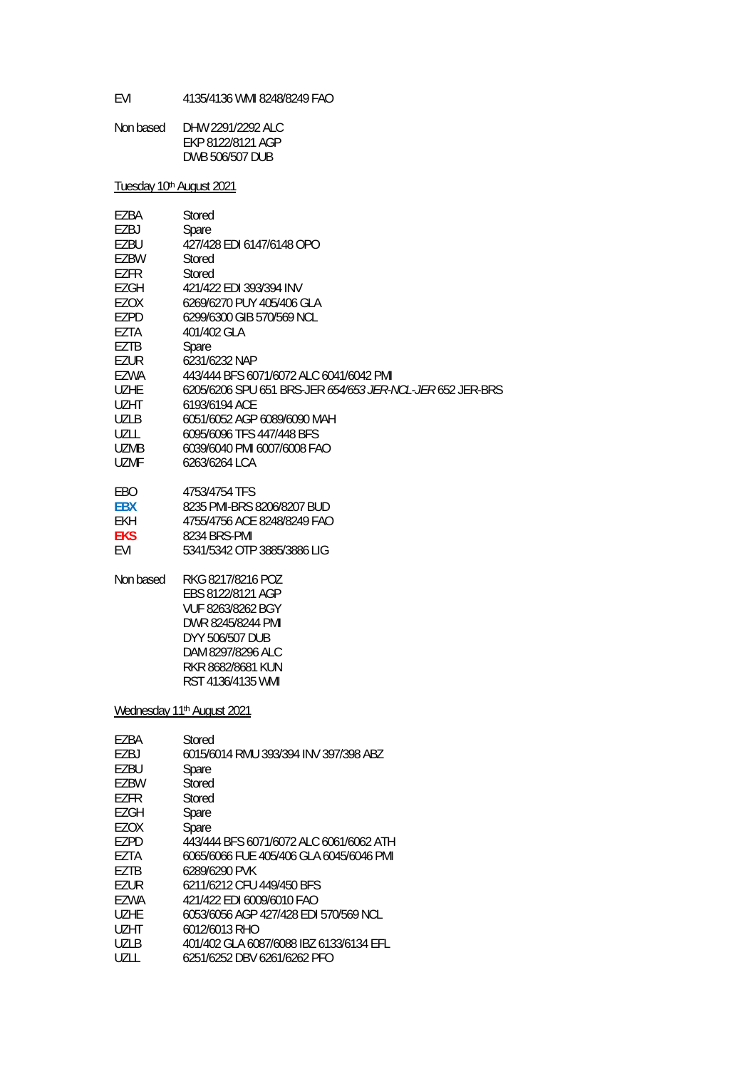| | |
|---|---|
| EVI | 4135/4136 WMI 8248/8249 FAO |

| | |
|---|---|
| Non based | DHW 2291/2292 ALC |
| | EKP 8122/8121 AGP |
| | DWB 506/507 DUB |

<u>Tuesday 10th August 2021</u>

| | |
|---|---|
| EZBA | Stored |
| EZBJ | Spare |
| EZBU | 427/428 EDI 6147/6148 OPO |
| EZBW | Stored |
| EZFR | Stored |
| EZGH | 421/422 EDI 393/394 INV |
| EZOX | 6269/6270 PUY 405/406 GLA |
| EZPD | 6299/6300 GIB 570/569 NCL |
| EZTA | 401/402 GLA |
| EZTB | Spare |
| EZUR | 6231/6232 NAP |
| EZWA | 443/444 BFS 6071/6072 ALC 6041/6042 PMI |
| UZHE | 6205/6206 SPU 651 BRS-JER *654/653 JER-NCL-JER* 652 JER-BRS |
| UZHT | 6193/6194 ACE |
| UZLB | 6051/6052 AGP 6089/6090 MAH |
| UZLL | 6095/6096 TFS 447/448 BFS |
| UZMB | 6039/6040 PMI 6007/6008 FAO |
| UZMF | 6263/6264 LCA |

| | |
|---|---|
| EBO | 4753/4754 TFS |
| **EBX** | 8235 PMI-BRS 8206/8207 BUD |
| EKH | 4755/4756 ACE 8248/8249 FAO |
| **EKS** | 8234 BRS-PMI |
| EVI | 5341/5342 OTP 3885/3886 LIG |

| | |
|---|---|
| Non based | RKG 8217/8216 POZ |
| | EBS 8122/8121 AGP |
| | VUF 8263/8262 BGY |
| | DWR 8245/8244 PMI |
| | DYY 506/507 DUB |
| | DAM 8297/8296 ALC |
| | RKR 8682/8681 KUN |
| | RST 4136/4135 WMI |

<u>Wednesday 11th August 2021</u>

| | |
|---|---|
| EZBA | Stored |
| EZBJ | 6015/6014 RMU 393/394 INV 397/398 ABZ |
| EZBU | Spare |
| EZBW | Stored |
| EZFR | Stored |
| EZGH | Spare |
| EZOX | Spare |
| EZPD | 443/444 BFS 6071/6072 ALC 6061/6062 ATH |
| EZTA | 6065/6066 FUE 405/406 GLA 6045/6046 PMI |
| EZTB | 6289/6290 PVK |
| EZUR | 6211/6212 CFU 449/450 BFS |
| EZWA | 421/422 EDI 6009/6010 FAO |
| UZHE | 6053/6056 AGP 427/428 EDI 570/569 NCL |
| UZHT | 6012/6013 RHO |
| UZLB | 401/402 GLA 6087/6088 IBZ 6133/6134 EFL |
| UZLL | 6251/6252 DBV 6261/6262 PFO |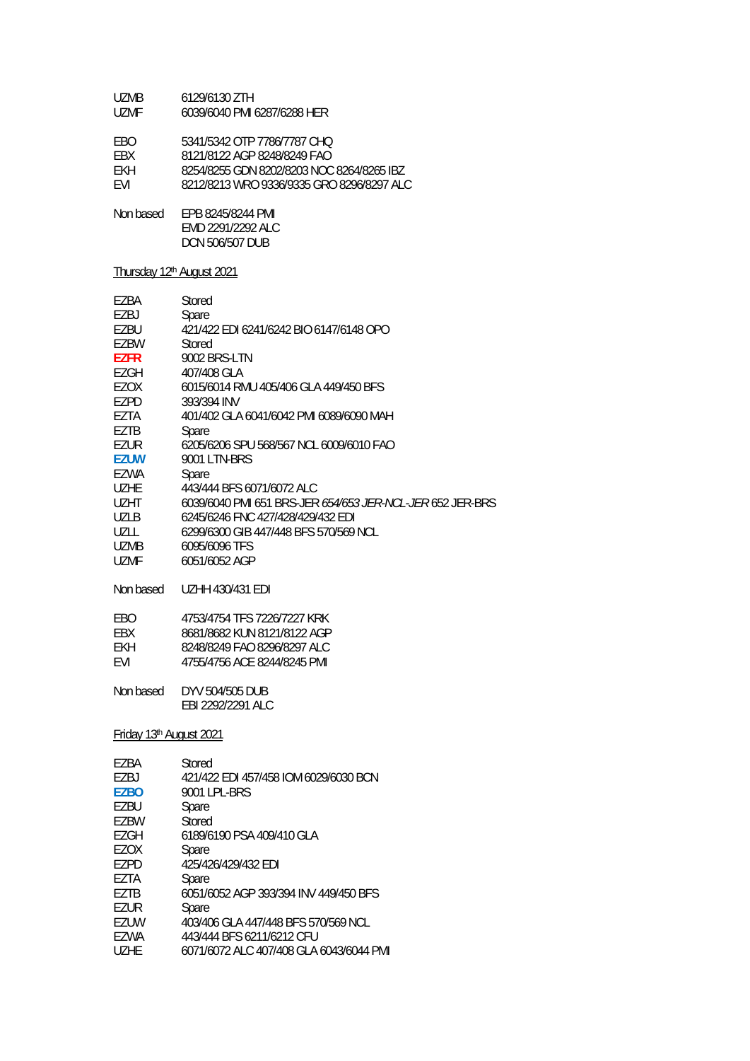| | |
|---|---|
| UZMB | 6129/6130 ZTH |
| UZMF | 6039/6040 PMI 6287/6288 HER |

| | |
|---|---|
| EBO | 5341/5342 OTP 7786/7787 CHQ |
| EBX | 8121/8122 AGP 8248/8249 FAO |
| EKH | 8254/8255 GDN 8202/8203 NOC 8264/8265 IBZ |
| EVI | 8212/8213 WRO 9336/9335 GRO 8296/8297 ALC |

| | |
|---|---|
| Non based | EPB 8245/8244 PMI |
| | EMD 2291/2292 ALC |
| | DCN 506/507 DUB |

Thursday 12th August 2021

| | |
|---|---|
| EZBA | Stored |
| EZBJ | Spare |
| EZBU | 421/422 EDI 6241/6242 BIO 6147/6148 OPO |
| EZBW | Stored |
| **EZFR** | 9002 BRS-LTN |
| EZGH | 407/408 GLA |
| EZOX | 6015/6014 RMU 405/406 GLA 449/450 BFS |
| EZPD | 393/394 INV |
| EZTA | 401/402 GLA 6041/6042 PMI 6089/6090 MAH |
| EZTB | Spare |
| EZUR | 6205/6206 SPU 568/567 NCL 6009/6010 FAO |
| **EZUW** | 9001 LTN-BRS |
| EZWA | Spare |
| UZHE | 443/444 BFS 6071/6072 ALC |
| UZHT | 6039/6040 PMI 651 BRS-JER *654/653 JER-NCL-JER* 652 JER-BRS |
| UZLB | 6245/6246 FNC 427/428/429/432 EDI |
| UZLL | 6299/6300 GIB 447/448 BFS 570/569 NCL |
| UZMB | 6095/6096 TFS |
| UZMF | 6051/6052 AGP |

| | |
|---|---|
| Non based | UZHH 430/431 EDI |

| | |
|---|---|
| EBO | 4753/4754 TFS 7226/7227 KRK |
| EBX | 8681/8682 KUN 8121/8122 AGP |
| EKH | 8248/8249 FAO 8296/8297 ALC |
| EVI | 4755/4756 ACE 8244/8245 PMI |

| | |
|---|---|
| Non based | DYV 504/505 DUB |
| | EBI 2292/2291 ALC |

Friday 13th August 2021

| | |
|---|---|
| EZBA | Stored |
| EZBJ | 421/422 EDI 457/458 IOM 6029/6030 BCN |
| **EZBO** | 9001 LPL-BRS |
| EZBU | Spare |
| EZBW | Stored |
| EZGH | 6189/6190 PSA 409/410 GLA |
| EZOX | Spare |
| EZPD | 425/426/429/432 EDI |
| EZTA | Spare |
| EZTB | 6051/6052 AGP 393/394 INV 449/450 BFS |
| EZUR | Spare |
| EZUW | 403/406 GLA 447/448 BFS 570/569 NCL |
| EZWA | 443/444 BFS 6211/6212 CFU |
| UZHE | 6071/6072 ALC 407/408 GLA 6043/6044 PMI |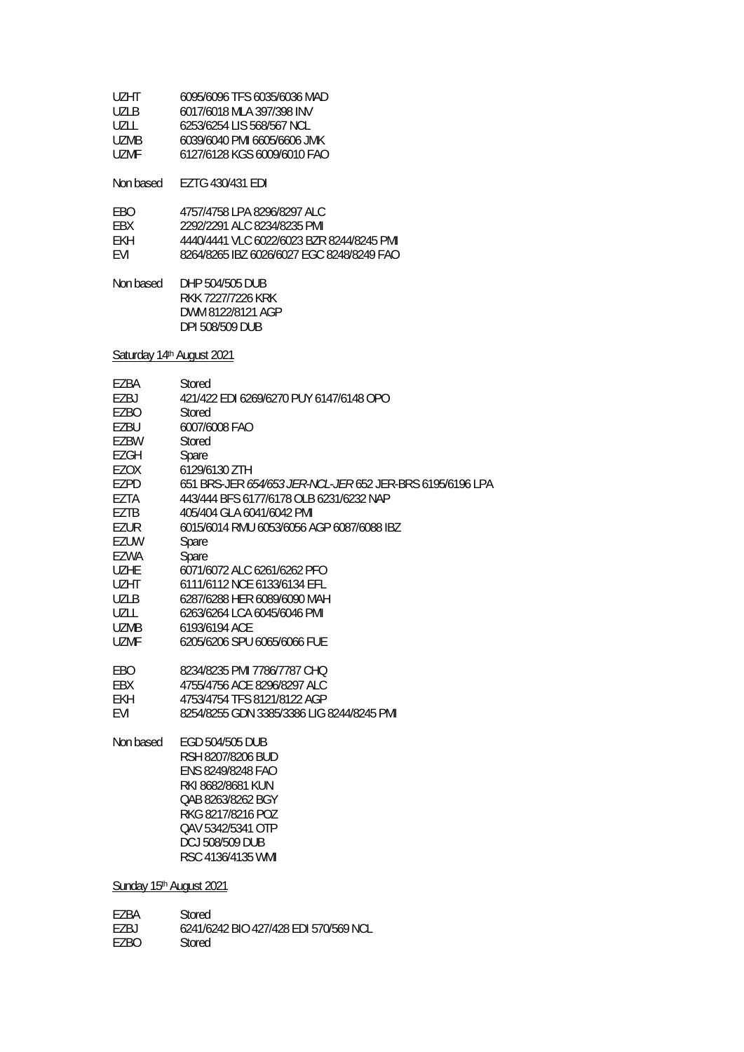| | |
|---|---|
| UZHT | 6095/6096 TFS 6035/6036 MAD |
| UZLB | 6017/6018 MLA 397/398 INV |
| UZLL | 6253/6254 LIS 568/567 NCL |
| UZMB | 6039/6040 PMI 6605/6606 JMK |
| UZMF | 6127/6128 KGS 6009/6010 FAO |

Non based EZTG 430/431 EDI

| | |
|---|---|
| EBO | 4757/4758 LPA 8296/8297 ALC |
| EBX | 2292/2291 ALC 8234/8235 PMI |
| EKH | 4440/4441 VLC 6022/6023 BZR 8244/8245 PMI |
| EVI | 8264/8265 IBZ 6026/6027 EGC 8248/8249 FAO |

Non based DHP 504/505 DUB
RKK 7227/7226 KRK
DWM 8122/8121 AGP
DPI 508/509 DUB

Saturday 14th August 2021

| | |
|---|---|
| EZBA | Stored |
| EZBJ | 421/422 EDI 6269/6270 PUY 6147/6148 OPO |
| EZBO | Stored |
| EZBU | 6007/6008 FAO |
| EZBW | Stored |
| EZGH | Spare |
| EZOX | 6129/6130 ZTH |
| EZPD | 651 BRS-JER *654/653 JER-NCL-JER* 652 JER-BRS 6195/6196 LPA |
| EZTA | 443/444 BFS 6177/6178 OLB 6231/6232 NAP |
| EZTB | 405/404 GLA 6041/6042 PMI |
| EZUR | 6015/6014 RMU 6053/6056 AGP 6087/6088 IBZ |
| EZUW | Spare |
| EZWA | Spare |
| UZHE | 6071/6072 ALC 6261/6262 PFO |
| UZHT | 6111/6112 NCE 6133/6134 EFL |
| UZLB | 6287/6288 HER 6089/6090 MAH |
| UZLL | 6263/6264 LCA 6045/6046 PMI |
| UZMB | 6193/6194 ACE |
| UZMF | 6205/6206 SPU 6065/6066 FUE |

| | |
|---|---|
| EBO | 8234/8235 PMI 7786/7787 CHQ |
| EBX | 4755/4756 ACE 8296/8297 ALC |
| EKH | 4753/4754 TFS 8121/8122 AGP |
| EVI | 8254/8255 GDN 3385/3386 LIG 8244/8245 PMI |

Non based EGD 504/505 DUB
RSH 8207/8206 BUD
ENS 8249/8248 FAO
RKI 8682/8681 KUN
QAB 8263/8262 BGY
RKG 8217/8216 POZ
QAV 5342/5341 OTP
DCJ 508/509 DUB
RSC 4136/4135 WMI

Sunday 15th August 2021

| | |
|---|---|
| EZBA | Stored |
| EZBJ | 6241/6242 BIO 427/428 EDI 570/569 NCL |
| EZBO | Stored |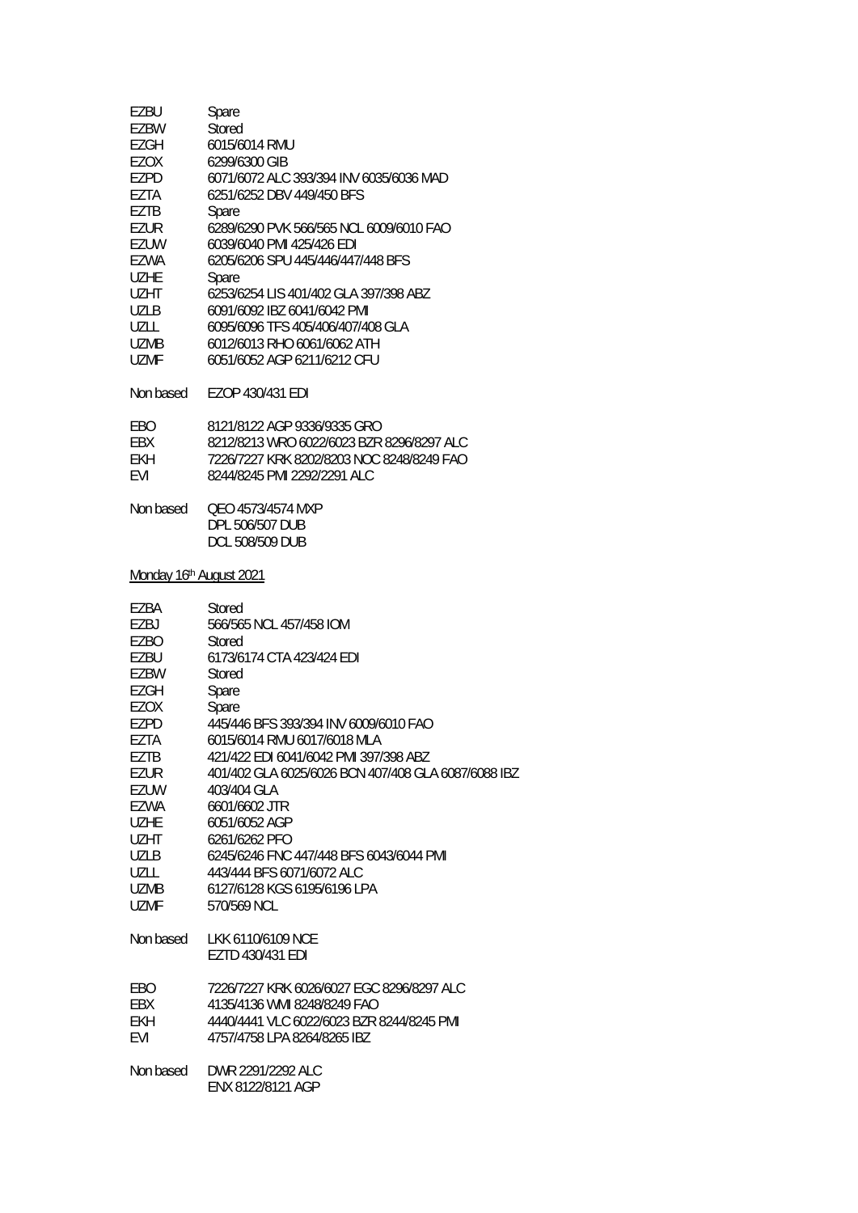| | |
|---|---|
| EZBU | Spare |
| EZBW | Stored |
| EZGH | 6015/6014 RMU |
| EZOX | 6299/6300 GIB |
| EZPD | 6071/6072 ALC 393/394 INV 6035/6036 MAD |
| EZTA | 6251/6252 DBV 449/450 BFS |
| EZTB | Spare |
| EZUR | 6289/6290 PVK 566/565 NCL 6009/6010 FAO |
| EZUW | 6039/6040 PMI 425/426 EDI |
| EZWA | 6205/6206 SPU 445/446/447/448 BFS |
| UZHE | Spare |
| UZHT | 6253/6254 LIS 401/402 GLA 397/398 ABZ |
| UZLB | 6091/6092 IBZ 6041/6042 PMI |
| UZLL | 6095/6096 TFS 405/406/407/408 GLA |
| UZMB | 6012/6013 RHO 6061/6062 ATH |
| UZMF | 6051/6052 AGP 6211/6212 CFU |

Non based EZOP 430/431 EDI

| | |
|---|---|
| EBO | 8121/8122 AGP 9336/9335 GRO |
| EBX | 8212/8213 WRO 6022/6023 BZR 8296/8297 ALC |
| EKH | 7226/7227 KRK 8202/8203 NOC 8248/8249 FAO |
| EVI | 8244/8245 PMI 2292/2291 ALC |

Non based QEO 4573/4574 MXP
DPL 506/507 DUB
DCL 508/509 DUB

Monday 16th August 2021

| | |
|---|---|
| EZBA | Stored |
| EZBJ | 566/565 NCL 457/458 IOM |
| EZBO | Stored |
| EZBU | 6173/6174 CTA 423/424 EDI |
| EZBW | Stored |
| EZGH | Spare |
| EZOX | Spare |
| EZPD | 445/446 BFS 393/394 INV 6009/6010 FAO |
| EZTA | 6015/6014 RMU 6017/6018 MLA |
| EZTB | 421/422 EDI 6041/6042 PMI 397/398 ABZ |
| EZUR | 401/402 GLA 6025/6026 BCN 407/408 GLA 6087/6088 IBZ |
| EZUW | 403/404 GLA |
| EZWA | 6601/6602 JTR |
| UZHE | 6051/6052 AGP |
| UZHT | 6261/6262 PFO |
| UZLB | 6245/6246 FNC 447/448 BFS 6043/6044 PMI |
| UZLL | 443/444 BFS 6071/6072 ALC |
| UZMB | 6127/6128 KGS 6195/6196 LPA |
| UZMF | 570/569 NCL |

Non based LKK 6110/6109 NCE
EZTD 430/431 EDI

| | |
|---|---|
| EBO | 7226/7227 KRK 6026/6027 EGC 8296/8297 ALC |
| EBX | 4135/4136 WMI 8248/8249 FAO |
| EKH | 4440/4441 VLC 6022/6023 BZR 8244/8245 PMI |
| EVI | 4757/4758 LPA 8264/8265 IBZ |

Non based DWR 2291/2292 ALC
ENX 8122/8121 AGP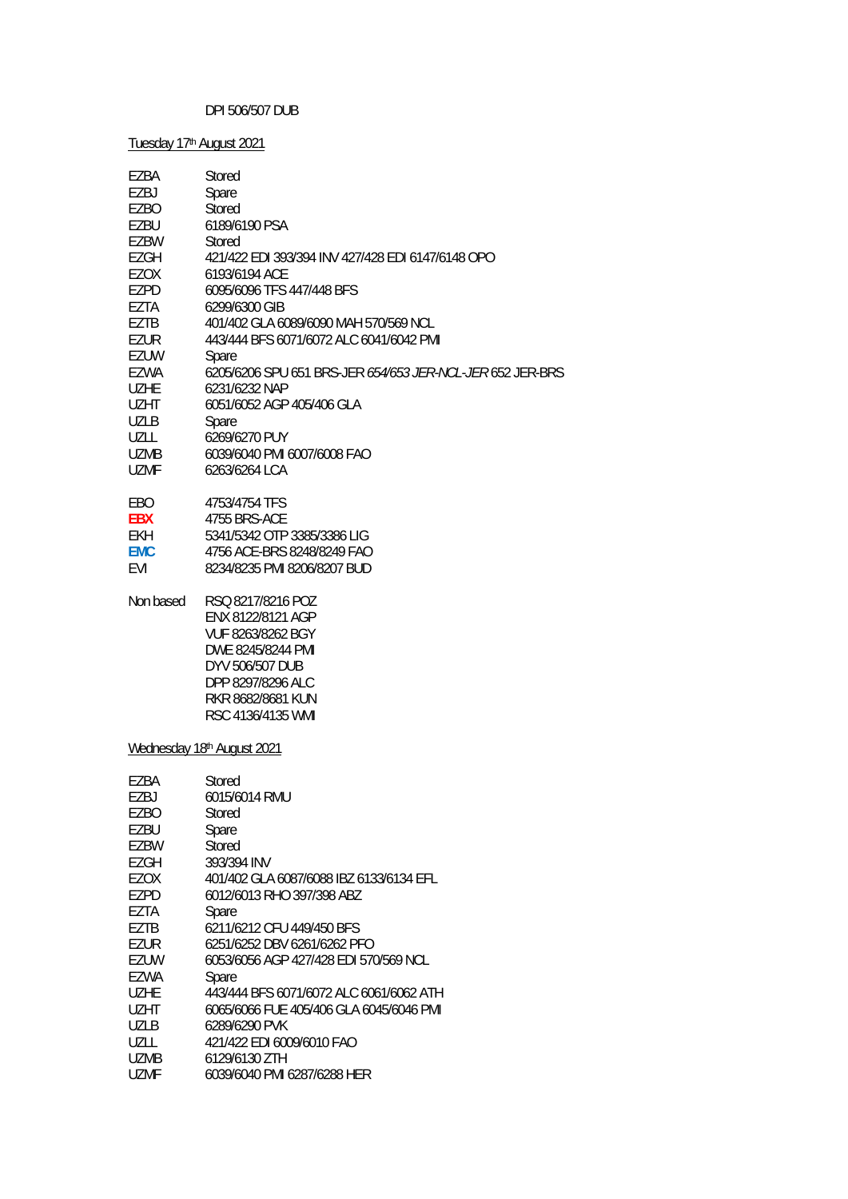DPI 506/507 DUB

Tuesday 17th August 2021

| | |
|---|---|
| EZBA | Stored |
| EZBJ | Spare |
| EZBO | Stored |
| EZBU | 6189/6190 PSA |
| EZBW | Stored |
| EZGH | 421/422 EDI 393/394 INV 427/428 EDI 6147/6148 OPO |
| EZOX | 6193/6194 ACE |
| EZPD | 6095/6096 TFS 447/448 BFS |
| EZTA | 6299/6300 GIB |
| EZTB | 401/402 GLA 6089/6090 MAH 570/569 NCL |
| EZUR | 443/444 BFS 6071/6072 ALC 6041/6042 PMI |
| EZUW | Spare |
| EZWA | 6205/6206 SPU 651 BRS-JER *654/653 JER-NCL-JER* 652 JER-BRS |
| UZHE | 6231/6232 NAP |
| UZHT | 6051/6052 AGP 405/406 GLA |
| UZLB | Spare |
| UZLL | 6269/6270 PUY |
| UZMB | 6039/6040 PMI 6007/6008 FAO |
| UZMF | 6263/6264 LCA |

| | |
|---|---|
| EBO | 4753/4754 TFS |
| **EBX** | 4755 BRS-ACE |
| EKH | 5341/5342 OTP 3385/3386 LIG |
| **EMC** | 4756 ACE-BRS 8248/8249 FAO |
| EVI | 8234/8235 PMI 8206/8207 BUD |

| | |
|---|---|
| Non based | RSQ 8217/8216 POZ |
| | ENX 8122/8121 AGP |
| | VUF 8263/8262 BGY |
| | DWE 8245/8244 PMI |
| | DYV 506/507 DUB |
| | DPP 8297/8296 ALC |
| | RKR 8682/8681 KUN |
| | RSC 4136/4135 WMI |

Wednesday 18th August 2021

| | |
|---|---|
| EZBA | Stored |
| EZBJ | 6015/6014 RMU |
| EZBO | Stored |
| EZBU | Spare |
| EZBW | Stored |
| EZGH | 393/394 INV |
| EZOX | 401/402 GLA 6087/6088 IBZ 6133/6134 EFL |
| EZPD | 6012/6013 RHO 397/398 ABZ |
| EZTA | Spare |
| EZTB | 6211/6212 CFU 449/450 BFS |
| EZUR | 6251/6252 DBV 6261/6262 PFO |
| EZUW | 6053/6056 AGP 427/428 EDI 570/569 NCL |
| EZWA | Spare |
| UZHE | 443/444 BFS 6071/6072 ALC 6061/6062 ATH |
| UZHT | 6065/6066 FUE 405/406 GLA 6045/6046 PMI |
| UZLB | 6289/6290 PVK |
| UZLL | 421/422 EDI 6009/6010 FAO |
| UZMB | 6129/6130 ZTH |
| UZMF | 6039/6040 PMI 6287/6288 HER |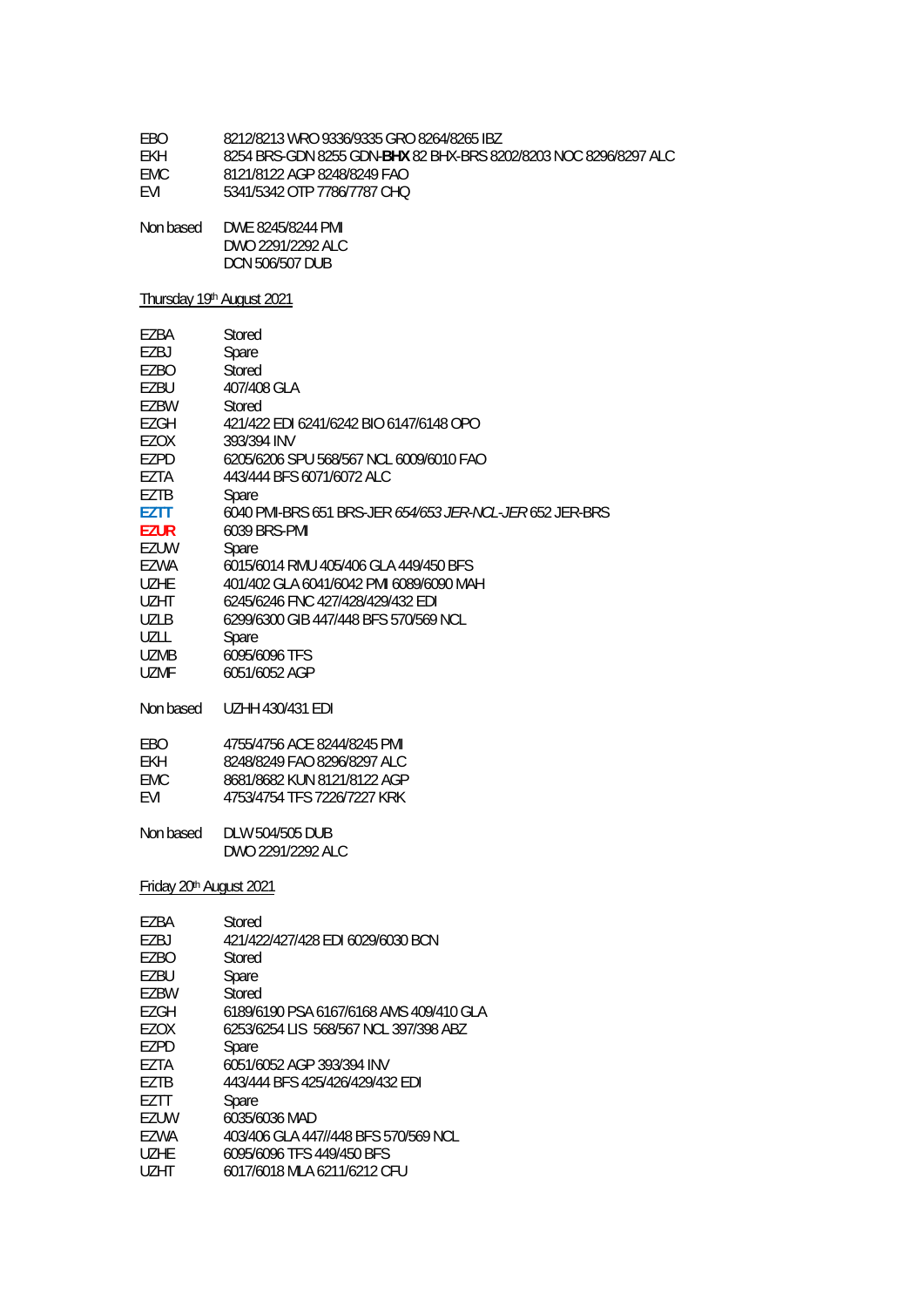| | |
|---|---|
| EBO | 8212/8213 WRO 9336/9335 GRO 8264/8265 IBZ |
| EKH | 8254 BRS-GDN 8255 GDN-**BHX** 82 BHX-BRS 8202/8203 NOC 8296/8297 ALC |
| EMC | 8121/8122 AGP 8248/8249 FAO |
| EVI | 5341/5342 OTP 7786/7787 CHQ |

| | |
|---|---|
| Non based | DWE 8245/8244 PMI |
| | DWO 2291/2292 ALC |
| | DCN 506/507 DUB |

Thursday 19th August 2021

| | |
|---|---|
| EZBA | Stored |
| EZBJ | Spare |
| EZBO | Stored |
| EZBU | 407/408 GLA |
| EZBW | Stored |
| EZGH | 421/422 EDI 6241/6242 BIO 6147/6148 OPO |
| EZOX | 393/394 INV |
| EZPD | 6205/6206 SPU 568/567 NCL 6009/6010 FAO |
| EZTA | 443/444 BFS 6071/6072 ALC |
| EZTB | Spare |
| **EZTT** | 6040 PMI-BRS 651 BRS-JER *654/653 JER-NCL-JER* 652 JER-BRS |
| **EZUR** | 6039 BRS-PMI |
| EZUW | Spare |
| EZWA | 6015/6014 RMU 405/406 GLA 449/450 BFS |
| UZHE | 401/402 GLA 6041/6042 PMI 6089/6090 MAH |
| UZHT | 6245/6246 FNC 427/428/429/432 EDI |
| UZLB | 6299/6300 GIB 447/448 BFS 570/569 NCL |
| UZLL | Spare |
| UZMB | 6095/6096 TFS |
| UZMF | 6051/6052 AGP |

| | |
|---|---|
| Non based | UZHH 430/431 EDI |

| | |
|---|---|
| EBO | 4755/4756 ACE 8244/8245 PMI |
| EKH | 8248/8249 FAO 8296/8297 ALC |
| EMC | 8681/8682 KUN 8121/8122 AGP |
| EVI | 4753/4754 TFS 7226/7227 KRK |

| | |
|---|---|
| Non based | DLW 504/505 DUB |
| | DWO 2291/2292 ALC |

Friday 20th August 2021

| | |
|---|---|
| EZBA | Stored |
| EZBJ | 421/422/427/428 EDI 6029/6030 BCN |
| EZBO | Stored |
| EZBU | Spare |
| EZBW | Stored |
| EZGH | 6189/6190 PSA 6167/6168 AMS 409/410 GLA |
| EZOX | 6253/6254 LIS 568/567 NCL 397/398 ABZ |
| EZPD | Spare |
| EZTA | 6051/6052 AGP 393/394 INV |
| EZTB | 443/444 BFS 425/426/429/432 EDI |
| EZTT | Spare |
| EZUW | 6035/6036 MAD |
| EZWA | 403/406 GLA 447//448 BFS 570/569 NCL |
| UZHE | 6095/6096 TFS 449/450 BFS |
| UZHT | 6017/6018 MLA 6211/6212 CFU |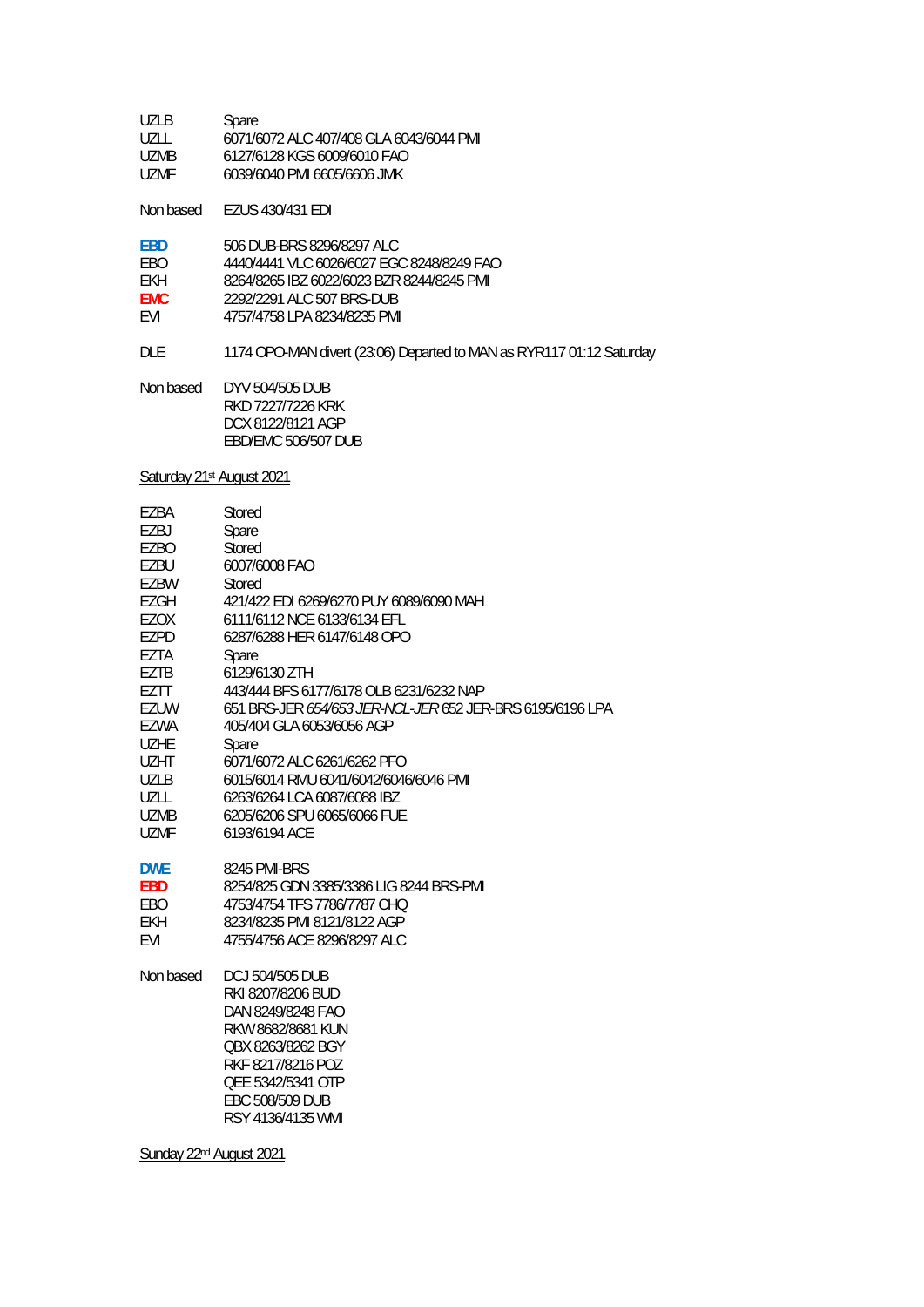| | |
|---|---|
| UZLB | Spare |
| UZLL | 6071/6072 ALC 407/408 GLA 6043/6044 PMI |
| UZMB | 6127/6128 KGS 6009/6010 FAO |
| UZMF | 6039/6040 PMI 6605/6606 JMK |

Non based EZUS 430/431 EDI

| | |
|---|---|
| **EBD** | 506 DUB-BRS 8296/8297 ALC |
| EBO | 4440/4441 VLC 6026/6027 EGC 8248/8249 FAO |
| EKH | 8264/8265 IBZ 6022/6023 BZR 8244/8245 PMI |
| **EMC** | 2292/2291 ALC 507 BRS-DUB |
| EVI | 4757/4758 LPA 8234/8235 PMI |

DLE 1174 OPO-MAN divert (23:06) Departed to MAN as RYR117 01:12 Saturday

Non based DYV 504/505 DUB
RKD 7227/7226 KRK
DCX 8122/8121 AGP
EBD/EMC 506/507 DUB

<u>Saturday 21st August 2021</u>

| | |
|---|---|
| EZBA | Stored |
| EZBJ | Spare |
| EZBO | Stored |
| EZBU | 6007/6008 FAO |
| EZBW | Stored |
| EZGH | 421/422 EDI 6269/6270 PUY 6089/6090 MAH |
| EZOX | 6111/6112 NCE 6133/6134 EFL |
| EZPD | 6287/6288 HER 6147/6148 OPO |
| EZTA | Spare |
| EZTB | 6129/6130 ZTH |
| EZTT | 443/444 BFS 6177/6178 OLB 6231/6232 NAP |
| EZUW | 651 BRS-JER *654/653 JER-NCL-JER* 652 JER-BRS 6195/6196 LPA |
| EZWA | 405/404 GLA 6053/6056 AGP |
| UZHE | Spare |
| UZHT | 6071/6072 ALC 6261/6262 PFO |
| UZLB | 6015/6014 RMU 6041/6042/6046/6046 PMI |
| UZLL | 6263/6264 LCA 6087/6088 IBZ |
| UZMB | 6205/6206 SPU 6065/6066 FUE |
| UZMF | 6193/6194 ACE |

| | |
|---|---|
| **DWE** | 8245 PMI-BRS |
| **EBD** | 8254/825 GDN 3385/3386 LIG 8244 BRS-PMI |
| EBO | 4753/4754 TFS 7786/7787 CHQ |
| EKH | 8234/8235 PMI 8121/8122 AGP |
| EVI | 4755/4756 ACE 8296/8297 ALC |

Non based DCJ 504/505 DUB
RKI 8207/8206 BUD
DAN 8249/8248 FAO
RKW 8682/8681 KUN
QBX 8263/8262 BGY
RKF 8217/8216 POZ
QEE 5342/5341 OTP
EBC 508/509 DUB
RSY 4136/4135 WMI

<u>Sunday 22nd August 2021</u>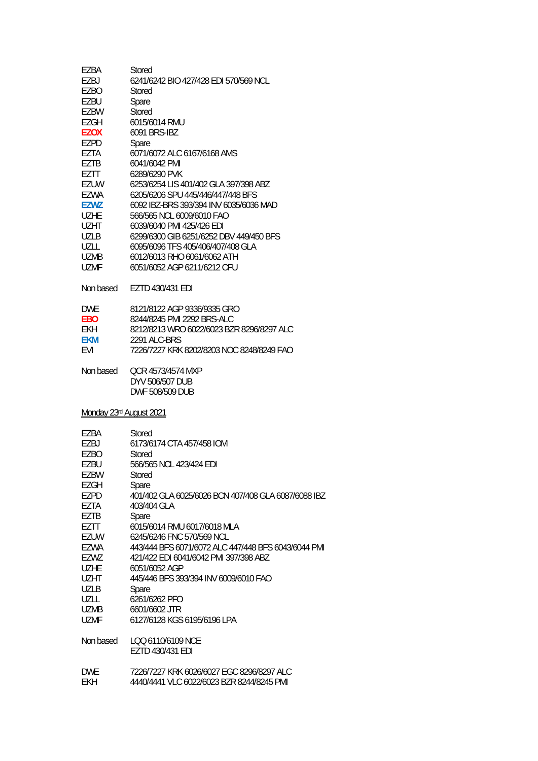| | |
|---|---|
| EZBA | Stored |
| EZBJ | 6241/6242 BIO 427/428 EDI 570/569 NCL |
| EZBO | Stored |
| EZBU | Spare |
| EZBW | Stored |
| EZGH | 6015/6014 RMU |
| **EZOX** | 6091 BRS-IBZ |
| EZPD | Spare |
| EZTA | 6071/6072 ALC 6167/6168 AMS |
| EZTB | 6041/6042 PMI |
| EZTT | 6289/6290 PVK |
| EZUW | 6253/6254 LIS 401/402 GLA 397/398 ABZ |
| EZWA | 6205/6206 SPU 445/446/447/448 BFS |
| **EZWZ** | 6092 IBZ-BRS 393/394 INV 6035/6036 MAD |
| UZHE | 566/565 NCL 6009/6010 FAO |
| UZHT | 6039/6040 PMI 425/426 EDI |
| UZLB | 6299/6300 GIB 6251/6252 DBV 449/450 BFS |
| UZLL | 6095/6096 TFS 405/406/407/408 GLA |
| UZMB | 6012/6013 RHO 6061/6062 ATH |
| UZMF | 6051/6052 AGP 6211/6212 CFU |

Non based EZTD 430/431 EDI

| | |
|---|---|
| DWE | 8121/8122 AGP 9336/9335 GRO |
| **EBO** | 8244/8245 PMI 2292 BRS-ALC |
| EKH | 8212/8213 WRO 6022/6023 BZR 8296/8297 ALC |
| **EKM** | 2291 ALC-BRS |
| EVI | 7226/7227 KRK 8202/8203 NOC 8248/8249 FAO |

Non based QCR 4573/4574 MXP
DYV 506/507 DUB
DWF 508/509 DUB

## Monday 23rd August 2021

| | |
|---|---|
| EZBA | Stored |
| EZBJ | 6173/6174 CTA 457/458 IOM |
| EZBO | Stored |
| EZBU | 566/565 NCL 423/424 EDI |
| EZBW | Stored |
| EZGH | Spare |
| EZPD | 401/402 GLA 6025/6026 BCN 407/408 GLA 6087/6088 IBZ |
| EZTA | 403/404 GLA |
| EZTB | Spare |
| EZTT | 6015/6014 RMU 6017/6018 MLA |
| EZUW | 6245/6246 FNC 570/569 NCL |
| EZWA | 443/444 BFS 6071/6072 ALC 447/448 BFS 6043/6044 PMI |
| EZWZ | 421/422 EDI 6041/6042 PMI 397/398 ABZ |
| UZHE | 6051/6052 AGP |
| UZHT | 445/446 BFS 393/394 INV 6009/6010 FAO |
| UZLB | Spare |
| UZLL | 6261/6262 PFO |
| UZMB | 6601/6602 JTR |
| UZMF | 6127/6128 KGS 6195/6196 LPA |

Non based LQQ 6110/6109 NCE
EZTD 430/431 EDI

| | |
|---|---|
| DWE | 7226/7227 KRK 6026/6027 EGC 8296/8297 ALC |
| EKH | 4440/4441 VLC 6022/6023 BZR 8244/8245 PMI |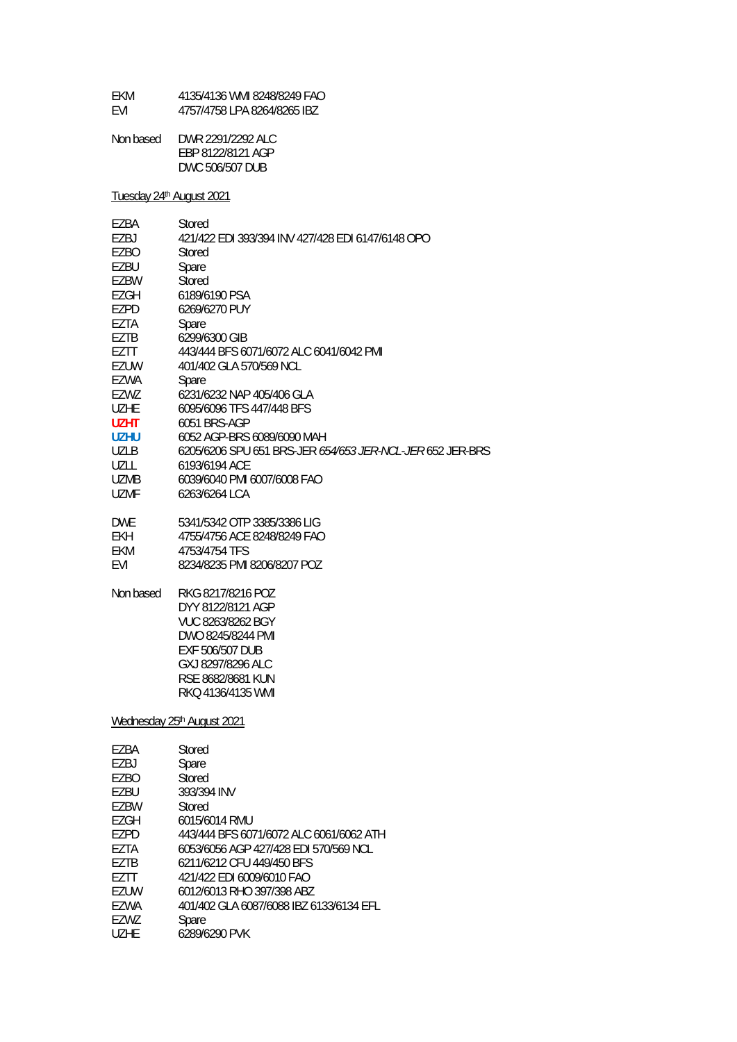EKM 4135/4136 WMI 8248/8249 FAO
EVI 4757/4758 LPA 8264/8265 IBZ

Non based DWR 2291/2292 ALC
EBP 8122/8121 AGP
DWC 506/507 DUB

Tuesday 24th August 2021

EZBA Stored
EZBJ 421/422 EDI 393/394 INV 427/428 EDI 6147/6148 OPO
EZBO Stored
EZBU Spare
EZBW Stored
EZGH 6189/6190 PSA
EZPD 6269/6270 PUY
EZTA Spare
EZTB 6299/6300 GIB
EZTT 443/444 BFS 6071/6072 ALC 6041/6042 PMI
EZUW 401/402 GLA 570/569 NCL
EZWA Spare
EZWZ 6231/6232 NAP 405/406 GLA
UZHE 6095/6096 TFS 447/448 BFS
**UZHT** 6051 BRS-AGP
**UZHU** 6052 AGP-BRS 6089/6090 MAH
UZLB 6205/6206 SPU 651 BRS-JER *654/653 JER-NCL-JER* 652 JER-BRS
UZLL 6193/6194 ACE
UZMB 6039/6040 PMI 6007/6008 FAO
UZMF 6263/6264 LCA

DWE 5341/5342 OTP 3385/3386 LIG
EKH 4755/4756 ACE 8248/8249 FAO
EKM 4753/4754 TFS
EVI 8234/8235 PMI 8206/8207 POZ

Non based RKG 8217/8216 POZ
DYY 8122/8121 AGP
VUC 8263/8262 BGY
DWO 8245/8244 PMI
EXF 506/507 DUB
GXJ 8297/8296 ALC
RSE 8682/8681 KUN
RKQ 4136/4135 WMI

Wednesday 25th August 2021

EZBA Stored
EZBJ Spare
EZBO Stored
EZBU 393/394 INV
EZBW Stored
EZGH 6015/6014 RMU
EZPD 443/444 BFS 6071/6072 ALC 6061/6062 ATH
EZTA 6053/6056 AGP 427/428 EDI 570/569 NCL
EZTB 6211/6212 CFU 449/450 BFS
EZTT 421/422 EDI 6009/6010 FAO
EZUW 6012/6013 RHO 397/398 ABZ
EZWA 401/402 GLA 6087/6088 IBZ 6133/6134 EFL
EZWZ Spare
UZHE 6289/6290 PVK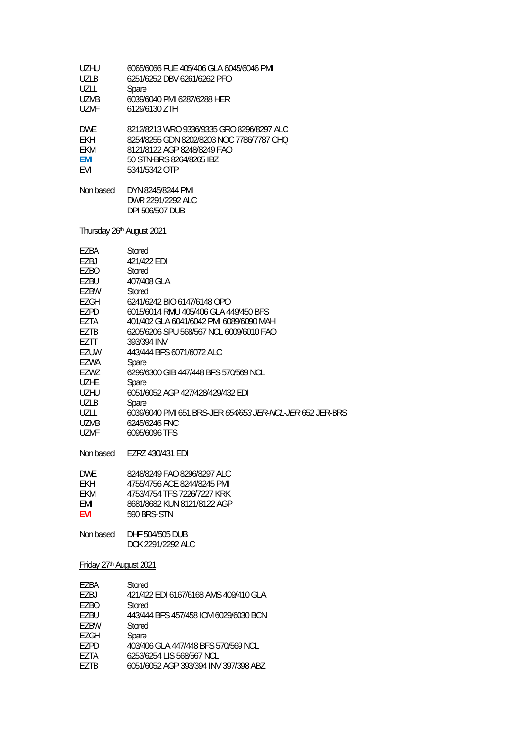| | |
|---|---|
| UZHU | 6065/6066 FUE 405/406 GLA 6045/6046 PMI |
| UZLB | 6251/6252 DBV 6261/6262 PFO |
| UZLL | Spare |
| UZMB | 6039/6040 PMI 6287/6288 HER |
| UZMF | 6129/6130 ZTH |

| | |
|---|---|
| DWE | 8212/8213 WRO 9336/9335 GRO 8296/8297 ALC |
| EKH | 8254/8255 GDN 8202/8203 NOC 7786/7787 CHQ |
| EKM | 8121/8122 AGP 8248/8249 FAO |
| **EMI** | 50 STN-BRS 8264/8265 IBZ |
| EVI | 5341/5342 OTP |

| | |
|---|---|
| Non based | DYN 8245/8244 PMI |
| | DWR 2291/2292 ALC |
| | DPI 506/507 DUB |

<u>Thursday 26th August 2021</u>

| | |
|---|---|
| EZBA | Stored |
| EZBJ | 421/422 EDI |
| EZBO | Stored |
| EZBU | 407/408 GLA |
| EZBW | Stored |
| EZGH | 6241/6242 BIO 6147/6148 OPO |
| EZPD | 6015/6014 RMU 405/406 GLA 449/450 BFS |
| EZTA | 401/402 GLA 6041/6042 PMI 6089/6090 MAH |
| EZTB | 6205/6206 SPU 568/567 NCL 6009/6010 FAO |
| EZTT | 393/394 INV |
| EZUW | 443/444 BFS 6071/6072 ALC |
| EZWA | Spare |
| EZWZ | 6299/6300 GIB 447/448 BFS 570/569 NCL |
| UZHE | Spare |
| UZHU | 6051/6052 AGP 427/428/429/432 EDI |
| UZLB | Spare |
| UZLL | 6039/6040 PMI 651 BRS-JER *654/653 JER-NCL-JER* 652 JER-BRS |
| UZMB | 6245/6246 FNC |
| UZMF | 6095/6096 TFS |

| | |
|---|---|
| Non based | EZRZ 430/431 EDI |

| | |
|---|---|
| DWE | 8248/8249 FAO 8296/8297 ALC |
| EKH | 4755/4756 ACE 8244/8245 PMI |
| EKM | 4753/4754 TFS 7226/7227 KRK |
| EMI | 8681/8682 KUN 8121/8122 AGP |
| **EVI** | 590 BRS-STN |

| | |
|---|---|
| Non based | DHF 504/505 DUB |
| | DCK 2291/2292 ALC |

<u>Friday 27th August 2021</u>

| | |
|---|---|
| EZBA | Stored |
| EZBJ | 421/422 EDI 6167/6168 AMS 409/410 GLA |
| EZBO | Stored |
| EZBU | 443/444 BFS 457/458 IOM 6029/6030 BCN |
| EZBW | Stored |
| EZGH | Spare |
| EZPD | 403/406 GLA 447/448 BFS 570/569 NCL |
| EZTA | 6253/6254 LIS 568/567 NCL |
| EZTB | 6051/6052 AGP 393/394 INV 397/398 ABZ |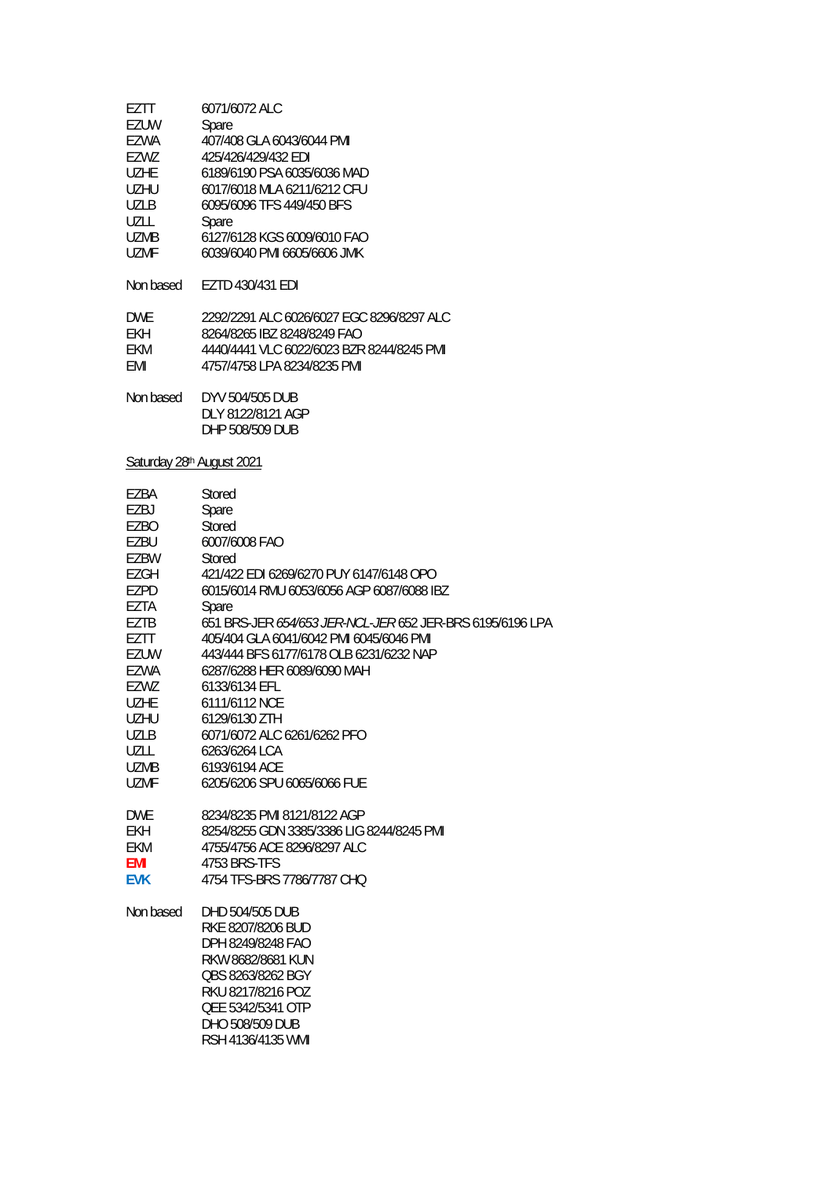| | |
|---|---|
| EZTT | 6071/6072 ALC |
| EZUW | Spare |
| EZWA | 407/408 GLA 6043/6044 PMI |
| EZWZ | 425/426/429/432 EDI |
| UZHE | 6189/6190 PSA 6035/6036 MAD |
| UZHU | 6017/6018 MLA 6211/6212 CFU |
| UZLB | 6095/6096 TFS 449/450 BFS |
| UZLL | Spare |
| UZMB | 6127/6128 KGS 6009/6010 FAO |
| UZMF | 6039/6040 PMI 6605/6606 JMK |

Non based EZTD 430/431 EDI

| | |
|---|---|
| DWE | 2292/2291 ALC 6026/6027 EGC 8296/8297 ALC |
| EKH | 8264/8265 IBZ 8248/8249 FAO |
| EKM | 4440/4441 VLC 6022/6023 BZR 8244/8245 PMI |
| EMI | 4757/4758 LPA 8234/8235 PMI |

Non based DYV 504/505 DUB
DLY 8122/8121 AGP
DHP 508/509 DUB

Saturday 28th August 2021

| | |
|---|---|
| EZBA | Stored |
| EZBJ | Spare |
| EZBO | Stored |
| EZBU | 6007/6008 FAO |
| EZBW | Stored |
| EZGH | 421/422 EDI 6269/6270 PUY 6147/6148 OPO |
| EZPD | 6015/6014 RMU 6053/6056 AGP 6087/6088 IBZ |
| EZTA | Spare |
| EZTB | 651 BRS-JER *654/653 JER-NCL-JER* 652 JER-BRS 6195/6196 LPA |
| EZTT | 405/404 GLA 6041/6042 PMI 6045/6046 PMI |
| EZUW | 443/444 BFS 6177/6178 OLB 6231/6232 NAP |
| EZWA | 6287/6288 HER 6089/6090 MAH |
| EZWZ | 6133/6134 EFL |
| UZHE | 6111/6112 NCE |
| UZHU | 6129/6130 ZTH |
| UZLB | 6071/6072 ALC 6261/6262 PFO |
| UZLL | 6263/6264 LCA |
| UZMB | 6193/6194 ACE |
| UZMF | 6205/6206 SPU 6065/6066 FUE |

| | |
|---|---|
| DWE | 8234/8235 PMI 8121/8122 AGP |
| EKH | 8254/8255 GDN 3385/3386 LIG 8244/8245 PMI |
| EKM | 4755/4756 ACE 8296/8297 ALC |
| **EMI** | 4753 BRS-TFS |
| **EVK** | 4754 TFS-BRS 7786/7787 CHQ |

Non based DHD 504/505 DUB
RKE 8207/8206 BUD
DPH 8249/8248 FAO
RKW 8682/8681 KUN
QBS 8263/8262 BGY
RKU 8217/8216 POZ
QEE 5342/5341 OTP
DHO 508/509 DUB
RSH 4136/4135 WMI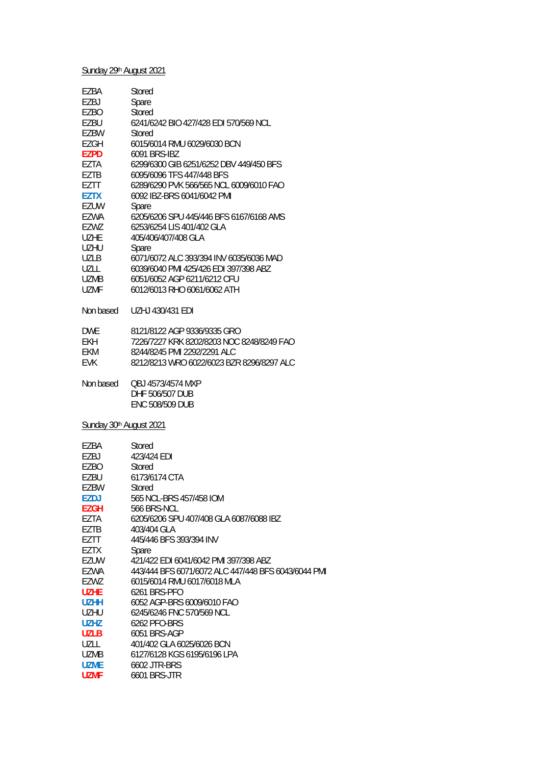Sunday 29th August 2021

| | |
|---|---|
| EZBA | Stored |
| EZBJ | Spare |
| EZBO | Stored |
| EZBU | 6241/6242 BIO 427/428 EDI 570/569 NCL |
| EZBW | Stored |
| EZGH | 6015/6014 RMU 6029/6030 BCN |
| **EZPD** | 6091 BRS-IBZ |
| EZTA | 6299/6300 GIB 6251/6252 DBV 449/450 BFS |
| EZTB | 6095/6096 TFS 447/448 BFS |
| EZTT | 6289/6290 PVK 566/565 NCL 6009/6010 FAO |
| **EZTX** | 6092 IBZ-BRS 6041/6042 PMI |
| EZUW | Spare |
| EZWA | 6205/6206 SPU 445/446 BFS 6167/6168 AMS |
| EZWZ | 6253/6254 LIS 401/402 GLA |
| UZHE | 405/406/407/408 GLA |
| UZHU | Spare |
| UZLB | 6071/6072 ALC 393/394 INV 6035/6036 MAD |
| UZLL | 6039/6040 PMI 425/426 EDI 397/398 ABZ |
| UZMB | 6051/6052 AGP 6211/6212 CFU |
| UZMF | 6012/6013 RHO 6061/6062 ATH |

Non based UZHJ 430/431 EDI

| | |
|---|---|
| DWE | 8121/8122 AGP 9336/9335 GRO |
| EKH | 7226/7227 KRK 8202/8203 NOC 8248/8249 FAO |
| EKM | 8244/8245 PMI 2292/2291 ALC |
| EVK | 8212/8213 WRO 6022/6023 BZR 8296/8297 ALC |

Non based QBJ 4573/4574 MXP
DHF 506/507 DUB
ENC 508/509 DUB

Sunday 30th August 2021

| | |
|---|---|
| EZBA | Stored |
| EZBJ | 423/424 EDI |
| EZBO | Stored |
| EZBU | 6173/6174 CTA |
| EZBW | Stored |
| **EZDJ** | 565 NCL-BRS 457/458 IOM |
| **EZGH** | 566 BRS-NCL |
| EZTA | 6205/6206 SPU 407/408 GLA 6087/6088 IBZ |
| EZTB | 403/404 GLA |
| EZTT | 445/446 BFS 393/394 INV |
| EZTX | Spare |
| EZUW | 421/422 EDI 6041/6042 PMI 397/398 ABZ |
| EZWA | 443/444 BFS 6071/6072 ALC 447/448 BFS 6043/6044 PMI |
| EZWZ | 6015/6014 RMU 6017/6018 MLA |
| **UZHE** | 6261 BRS-PFO |
| **UZHH** | 6052 AGP-BRS 6009/6010 FAO |
| UZHU | 6245/6246 FNC 570/569 NCL |
| **UZHZ** | 6262 PFO-BRS |
| **UZLB** | 6051 BRS-AGP |
| UZLL | 401/402 GLA 6025/6026 BCN |
| UZMB | 6127/6128 KGS 6195/6196 LPA |
| **UZME** | 6602 JTR-BRS |
| **UZMF** | 6601 BRS-JTR |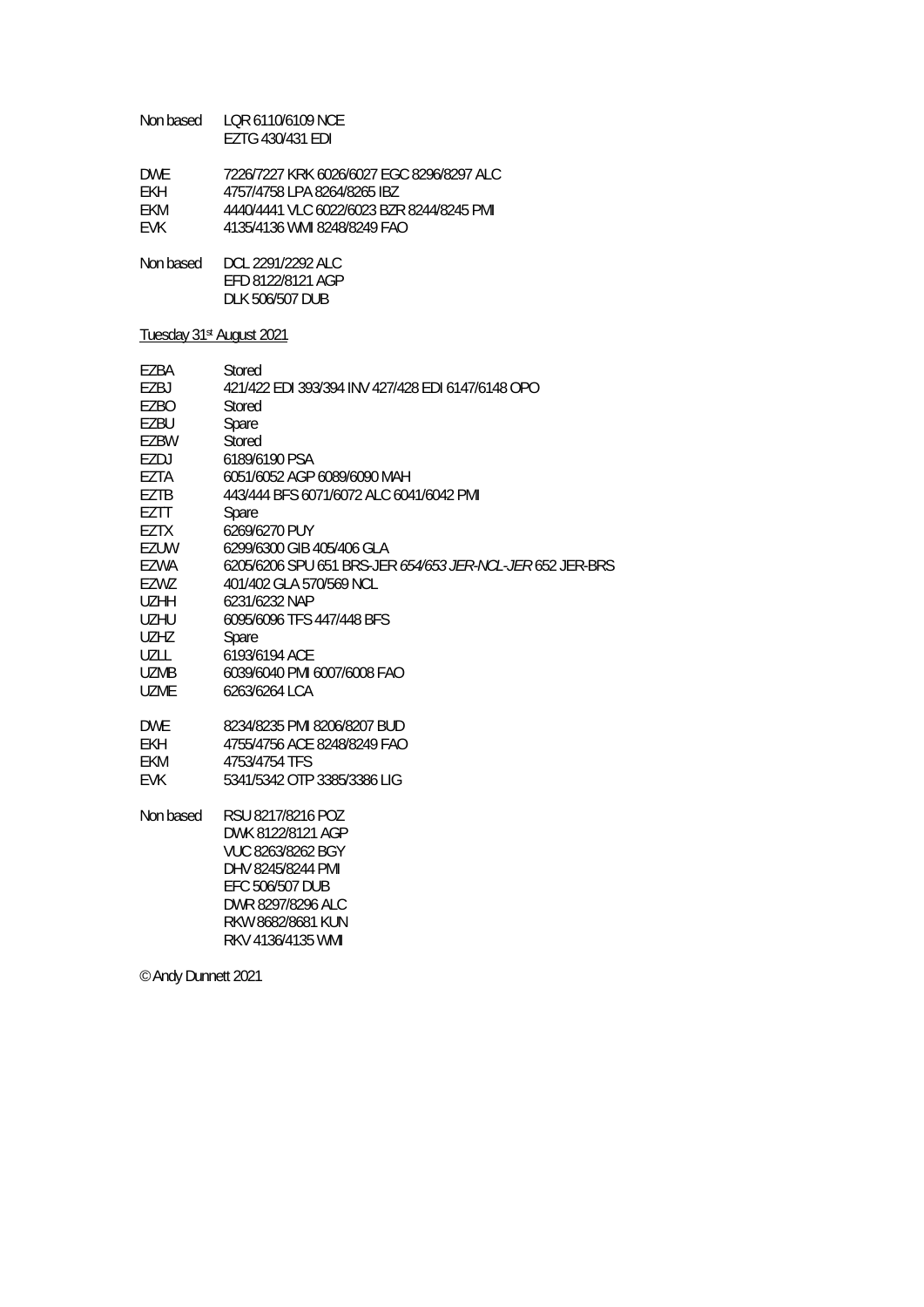| | |
|---|---|
| Non based | LQR 6110/6109 NCE |
| | EZTG 430/431 EDI |
| | |
| DWE | 7226/7227 KRK 6026/6027 EGC 8296/8297 ALC |
| EKH | 4757/4758 LPA 8264/8265 IBZ |
| EKM | 4440/4441 VLC 6022/6023 BZR 8244/8245 PMI |
| EVK | 4135/4136 WMI 8248/8249 FAO |
| | |
| Non based | DCL 2291/2292 ALC |
| | EFD 8122/8121 AGP |
| | DLK 506/507 DUB |

Tuesday 31st August 2021

| | |
|---|---|
| EZBA | Stored |
| EZBJ | 421/422 EDI 393/394 INV 427/428 EDI 6147/6148 OPO |
| EZBO | Stored |
| EZBU | Spare |
| EZBW | Stored |
| EZDJ | 6189/6190 PSA |
| EZTA | 6051/6052 AGP 6089/6090 MAH |
| EZTB | 443/444 BFS 6071/6072 ALC 6041/6042 PMI |
| EZTT | Spare |
| EZTX | 6269/6270 PUY |
| EZUW | 6299/6300 GIB 405/406 GLA |
| EZWA | 6205/6206 SPU 651 BRS-JER *654/653 JER-NCL-JER* 652 JER-BRS |
| EZWZ | 401/402 GLA 570/569 NCL |
| UZHH | 6231/6232 NAP |
| UZHU | 6095/6096 TFS 447/448 BFS |
| UZHZ | Spare |
| UZLL | 6193/6194 ACE |
| UZMB | 6039/6040 PMI 6007/6008 FAO |
| UZME | 6263/6264 LCA |
| | |
| DWE | 8234/8235 PMI 8206/8207 BUD |
| EKH | 4755/4756 ACE 8248/8249 FAO |
| EKM | 4753/4754 TFS |
| EVK | 5341/5342 OTP 3385/3386 LIG |
| | |
| Non based | RSU 8217/8216 POZ |
| | DWK 8122/8121 AGP |
| | VUC 8263/8262 BGY |
| | DHV 8245/8244 PMI |
| | EFC 506/507 DUB |
| | DWR 8297/8296 ALC |
| | RKW 8682/8681 KUN |
| | RKV 4136/4135 WMI |

© Andy Dunnett 2021